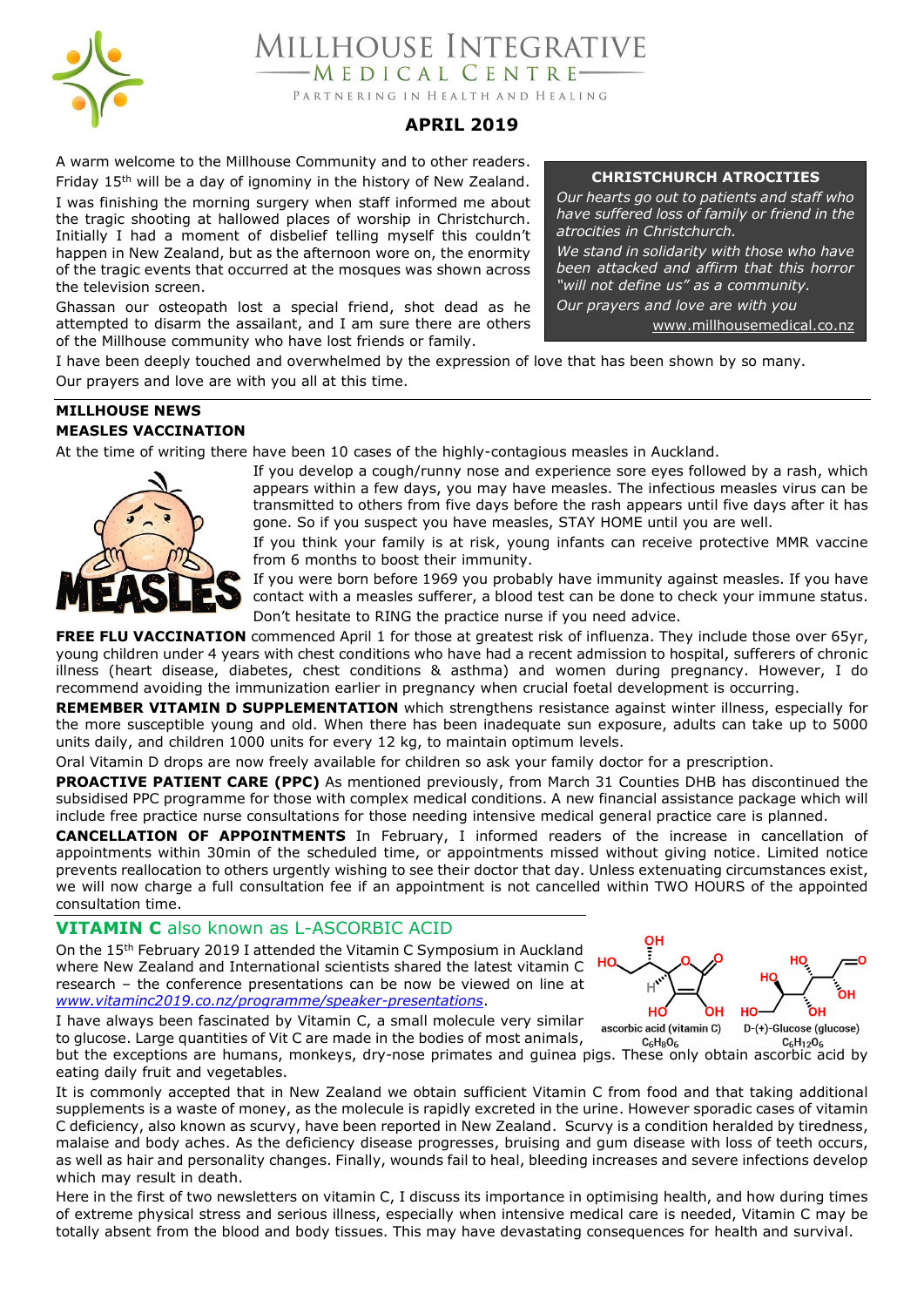# MILLHOUSE INTEGRATIVE MEDICAL CENTRE

PARTNERING IN HEALTH AND HEALING

## APRIL 2019

A warm welcome to the Millhouse Community and to other readers.

Friday 15th will be a day of ignominy in the history of New Zealand. I was finishing the morning surgery when staff informed me about the tragic shooting at hallowed places of worship in Christchurch. Initially I had a moment of disbelief telling myself this couldn't happen in New Zealand, but as the afternoon wore on, the enormity of the tragic events that occurred at the mosques was shown across the television screen.

Ghassan our osteopath lost a special friend, shot dead as he attempted to disarm the assailant, and I am sure there are others of the Millhouse community who have lost friends or family.

> **CHRISTCHURCH ATROCITIES**
>
> *Our hearts go out to patients and staff who have suffered loss of family or friend in the atrocities in Christchurch.*
>
> *We stand in solidarity with those who have been attacked and affirm that this horror "will not define us" as a community.*
>
> *Our prayers and love are with you*
>
> www.millhousemedical.co.nz

I have been deeply touched and overwhelmed by the expression of love that has been shown by so many. Our prayers and love are with you all at this time.

### MILLHOUSE NEWS

### MEASLES VACCINATION

At the time of writing there have been 10 cases of the highly-contagious measles in Auckland.

If you develop a cough/runny nose and experience sore eyes followed by a rash, which appears within a few days, you may have measles. The infectious measles virus can be transmitted to others from five days before the rash appears until five days after it has gone. So if you suspect you have measles, STAY HOME until you are well.

If you think your family is at risk, young infants can receive protective MMR vaccine from 6 months to boost their immunity.

If you were born before 1969 you probably have immunity against measles. If you have contact with a measles sufferer, a blood test can be done to check your immune status. Don't hesitate to RING the practice nurse if you need advice.

**FREE FLU VACCINATION** commenced April 1 for those at greatest risk of influenza. They include those over 65yr, young children under 4 years with chest conditions who have had a recent admission to hospital, sufferers of chronic illness (heart disease, diabetes, chest conditions & asthma) and women during pregnancy. However, I do recommend avoiding the immunization earlier in pregnancy when crucial foetal development is occurring.

**REMEMBER VITAMIN D SUPPLEMENTATION** which strengthens resistance against winter illness, especially for the more susceptible young and old. When there has been inadequate sun exposure, adults can take up to 5000 units daily, and children 1000 units for every 12 kg, to maintain optimum levels.

Oral Vitamin D drops are now freely available for children so ask your family doctor for a prescription.

**PROACTIVE PATIENT CARE (PPC)** As mentioned previously, from March 31 Counties DHB has discontinued the subsidised PPC programme for those with complex medical conditions. A new financial assistance package which will include free practice nurse consultations for those needing intensive medical general practice care is planned.

**CANCELLATION OF APPOINTMENTS** In February, I informed readers of the increase in cancellation of appointments within 30min of the scheduled time, or appointments missed without giving notice. Limited notice prevents reallocation to others urgently wishing to see their doctor that day. Unless extenuating circumstances exist, we will now charge a full consultation fee if an appointment is not cancelled within TWO HOURS of the appointed consultation time.

## VITAMIN C also known as L-ASCORBIC ACID

On the 15th February 2019 I attended the Vitamin C Symposium in Auckland where New Zealand and International scientists shared the latest vitamin C research – the conference presentations can be now be viewed on line at *www.vitaminc2019.co.nz/programme/speaker-presentations*.

ascorbic acid (vitamin C) $C_6H_8O_6$ — D-(+)-Glucose (glucose) $C_6H_{12}O_6$

I have always been fascinated by Vitamin C, a small molecule very similar to glucose. Large quantities of Vit C are made in the bodies of most animals, but the exceptions are humans, monkeys, dry-nose primates and guinea pigs. These only obtain ascorbic acid by eating daily fruit and vegetables.

It is commonly accepted that in New Zealand we obtain sufficient Vitamin C from food and that taking additional supplements is a waste of money, as the molecule is rapidly excreted in the urine. However sporadic cases of vitamin C deficiency, also known as scurvy, have been reported in New Zealand. Scurvy is a condition heralded by tiredness, malaise and body aches. As the deficiency disease progresses, bruising and gum disease with loss of teeth occurs, as well as hair and personality changes. Finally, wounds fail to heal, bleeding increases and severe infections develop which may result in death.

Here in the first of two newsletters on vitamin C, I discuss its importance in optimising health, and how during times of extreme physical stress and serious illness, especially when intensive medical care is needed, Vitamin C may be totally absent from the blood and body tissues. This may have devastating consequences for health and survival.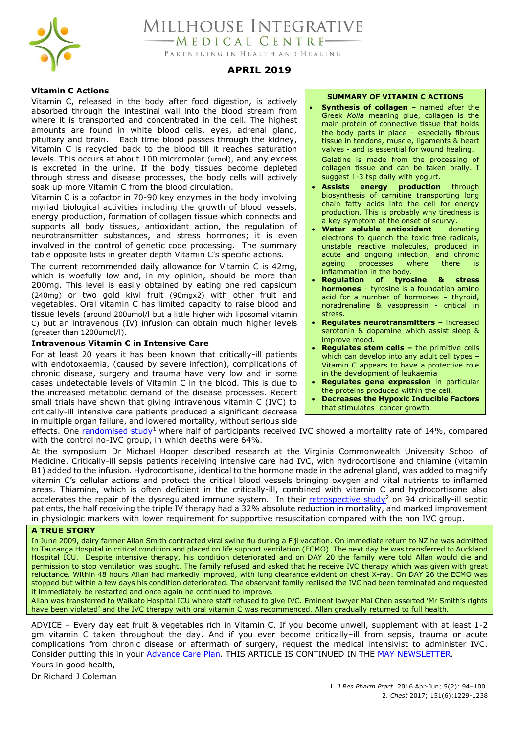# MILLHOUSE INTEGRATIVE MEDICAL CENTRE

PARTNERING IN HEALTH AND HEALING

## APRIL 2019

### Vitamin C Actions

Vitamin C, released in the body after food digestion, is actively absorbed through the intestinal wall into the blood stream from where it is transported and concentrated in the cell. The highest amounts are found in white blood cells, eyes, adrenal gland, pituitary and brain. Each time blood passes through the kidney, Vitamin C is recycled back to the blood till it reaches saturation levels. This occurs at about 100 micromolar (umol), and any excess is excreted in the urine. If the body tissues become depleted through stress and disease processes, the body cells will actively soak up more Vitamin C from the blood circulation.

Vitamin C is a cofactor in 70-90 key enzymes in the body involving myriad biological activities including the growth of blood vessels, energy production, formation of collagen tissue which connects and supports all body tissues, antioxidant action, the regulation of neurotransmitter substances, and stress hormones; it is even involved in the control of genetic code processing. The summary table opposite lists in greater depth Vitamin C's specific actions.

The current recommended daily allowance for Vitamin C is 42mg, which is woefully low and, in my opinion, should be more than 200mg. This level is easily obtained by eating one red capsicum (240mg) or two gold kiwi fruit (90mgx2) with other fruit and vegetables. Oral vitamin C has limited capacity to raise blood and tissue levels (around 200umol/l but a little higher with liposomal vitamin C) but an intravenous (IV) infusion can obtain much higher levels (greater than 1200umol/l).

### Intravenous Vitamin C in Intensive Care

For at least 20 years it has been known that critically-ill patients with endotoxaemia, (caused by severe infection), complications of chronic disease, surgery and trauma have very low and in some cases undetectable levels of Vitamin C in the blood. This is due to the increased metabolic demand of the disease processes. Recent small trials have shown that giving intravenous vitamin C (IVC) to critically-ill intensive care patients produced a significant decrease in multiple organ failure, and lowered mortality, without serious side effects. One randomised study[1] where half of participants received IVC showed a mortality rate of 14%, compared with the control no-IVC group, in which deaths were 64%.

At the symposium Dr Michael Hooper described research at the Virginia Commonwealth University School of Medicine. Critically-ill sepsis patients receiving intensive care had IVC, with hydrocortisone and thiamine (vitamin B1) added to the infusion. Hydrocortisone, identical to the hormone made in the adrenal gland, was added to magnify vitamin C's cellular actions and protect the critical blood vessels bringing oxygen and vital nutrients to inflamed areas. Thiamine, which is often deficient in the critically-ill, combined with vitamin C and hydrocortisone also accelerates the repair of the dysregulated immune system. In their retrospective study[2] on 94 critically-ill septic patients, the half receiving the triple IV therapy had a 32% absolute reduction in mortality, and marked improvement in physiologic markers with lower requirement for supportive resuscitation compared with the non IVC group.

**SUMMARY OF VITAMIN C ACTIONS**

- **Synthesis of collagen** – named after the Greek *Kolla* meaning glue, collagen is the main protein of connective tissue that holds the body parts in place – especially fibrous tissue in tendons, muscle, ligaments & heart valves - and is essential for wound healing.
  Gelatine is made from the processing of collagen tissue and can be taken orally. I suggest 1-3 tsp daily with yogurt.
- **Assists energy production** through biosynthesis of carnitine transporting long chain fatty acids into the cell for energy production. This is probably why tiredness is a key symptom at the onset of scurvy.
- **Water soluble antioxidant** – donating electrons to quench the toxic free radicals, unstable reactive molecules, produced in acute and ongoing infection, and chronic ageing processes where there is inflammation in the body.
- **Regulation of tyrosine & stress hormones** – tyrosine is a foundation amino acid for a number of hormones – thyroid, noradrenaline & vasopressin - critical in stress.
- **Regulates neurotransmitters –** increased serotonin & dopamine which assist sleep & improve mood.
- **Regulates stem cells –** the primitive cells which can develop into any adult cell types – Vitamin C appears to have a protective role in the development of leukaemia
- **Regulates gene expression** in particular the proteins produced within the cell.
- **Decreases the Hypoxic Inducible Factors** that stimulates cancer growth

### A TRUE STORY

In June 2009, dairy farmer Allan Smith contracted viral swine flu during a Fiji vacation. On immediate return to NZ he was admitted to Tauranga Hospital in critical condition and placed on life support ventilation (ECMO). The next day he was transferred to Auckland Hospital ICU. Despite intensive therapy, his condition deteriorated and on DAY 20 the family were told Allan would die and permission to stop ventilation was sought. The family refused and asked that he receive IVC therapy which was given with great reluctance. Within 48 hours Allan had markedly improved, with lung clearance evident on chest X-ray. On DAY 26 the ECMO was stopped but within a few days his condition deteriorated. The observant family realised the IVC had been terminated and requested it immediately be restarted and once again he continued to improve.

Allan was transferred to Waikato Hospital ICU where staff refused to give IVC. Eminent lawyer Mai Chen asserted 'Mr Smith's rights have been violated' and the IVC therapy with oral vitamin C was recommenced. Allan gradually returned to full health.

ADVICE – Every day eat fruit & vegetables rich in Vitamin C. If you become unwell, supplement with at least 1-2 gm vitamin C taken throughout the day. And if you ever become critically–ill from sepsis, trauma or acute complications from chronic disease or aftermath of surgery, request the medical intensivist to administer IVC. Consider putting this in your Advance Care Plan. THIS ARTICLE IS CONTINUED IN THE MAY NEWSLETTER.

Yours in good health,

Dr Richard J Coleman

1. *J Res Pharm Pract*. 2016 Apr-Jun; 5(2): 94–100.
2. *Chest* 2017; 151(6):1229-1238